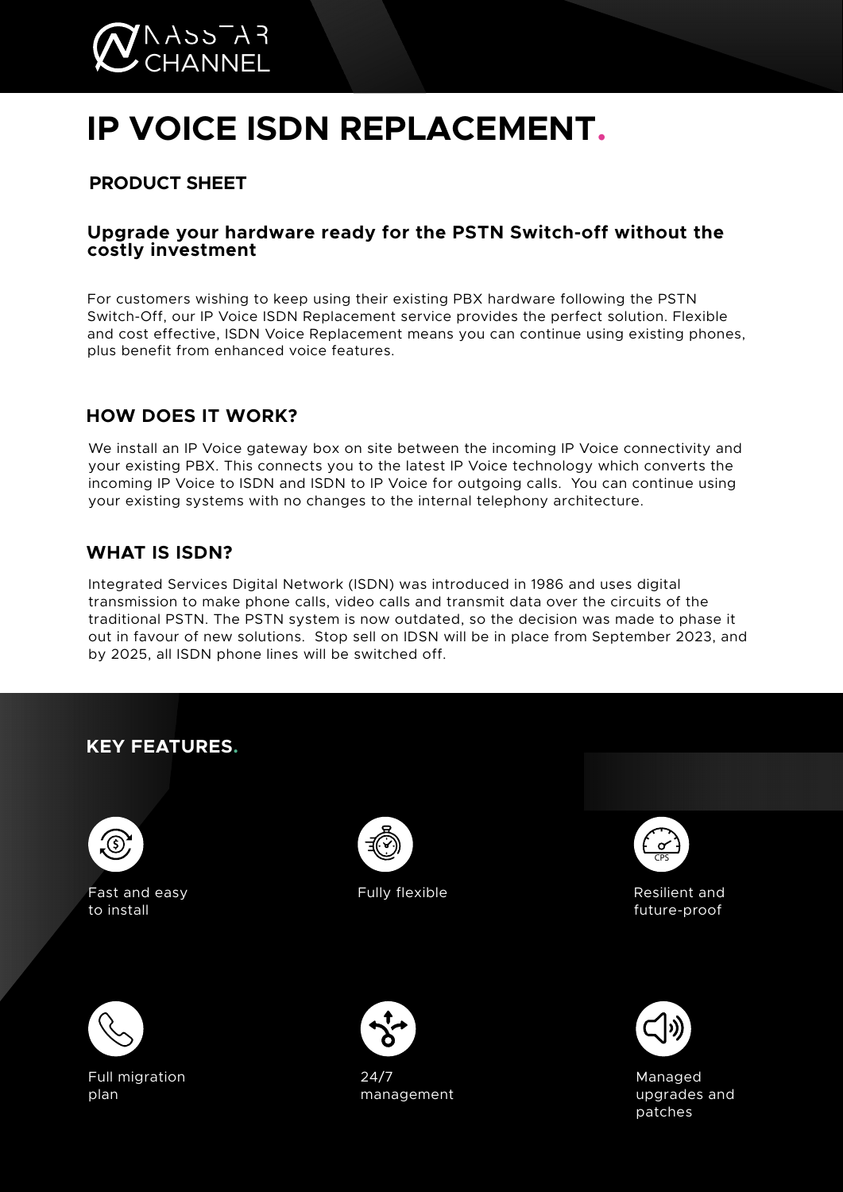NASSTAR CHANNEL

# IP VOICE ISDN REPLACEMENT.

## PRODUCT SHEET

### Upgrade your hardware ready for the PSTN Switch-off without the costly investment

For customers wishing to keep using their existing PBX hardware following the PSTN Switch-Off, our IP Voice ISDN Replacement service provides the perfect solution. Flexible and cost effective, ISDN Voice Replacement means you can continue using existing phones, plus benefit from enhanced voice features.

## HOW DOES IT WORK?

We install an IP Voice gateway box on site between the incoming IP Voice connectivity and your existing PBX. This connects you to the latest IP Voice technology which converts the incoming IP Voice to ISDN and ISDN to IP Voice for outgoing calls. You can continue using your existing systems with no changes to the internal telephony architecture.

## WHAT IS ISDN?

Integrated Services Digital Network (ISDN) was introduced in 1986 and uses digital transmission to make phone calls, video calls and transmit data over the circuits of the traditional PSTN. The PSTN system is now outdated, so the decision was made to phase it out in favour of new solutions. Stop sell on IDSN will be in place from September 2023, and by 2025, all ISDN phone lines will be switched off.

## KEY FEATURES.

- Fast and easy to install
- Fully flexible
- Resilient and future-proof
- Full migration plan
- 24/7 management
- Managed upgrades and patches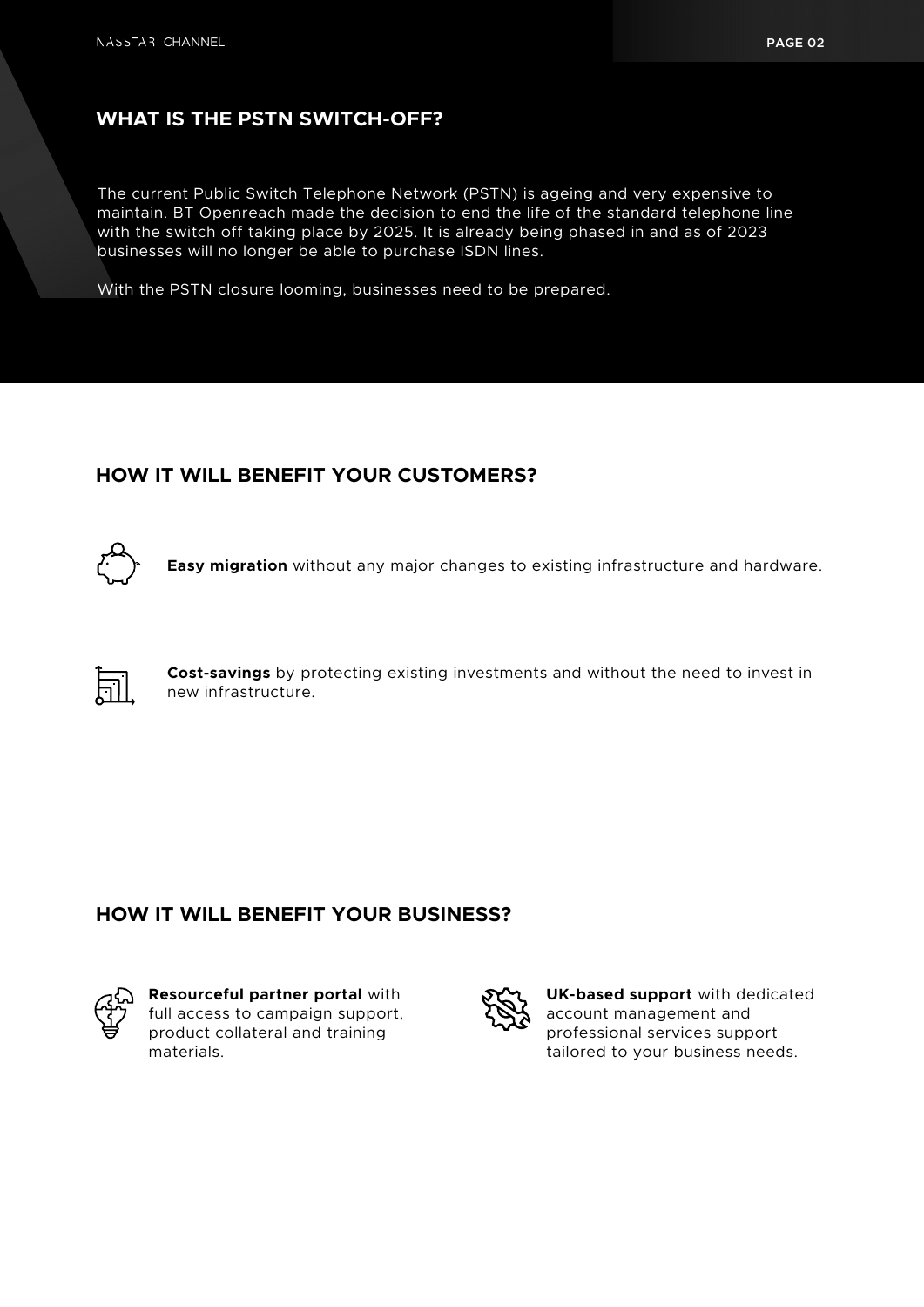## WHAT IS THE PSTN SWITCH-OFF?

The current Public Switch Telephone Network (PSTN) is ageing and very expensive to maintain. BT Openreach made the decision to end the life of the standard telephone line with the switch off taking place by 2025. It is already being phased in and as of 2023 businesses will no longer be able to purchase ISDN lines.

With the PSTN closure looming, businesses need to be prepared.

## HOW IT WILL BENEFIT YOUR CUSTOMERS?

**Easy migration** without any major changes to existing infrastructure and hardware.

**Cost-savings** by protecting existing investments and without the need to invest in new infrastructure.

## HOW IT WILL BENEFIT YOUR BUSINESS?

**Resourceful partner portal** with full access to campaign support, product collateral and training materials.

**UK-based support** with dedicated account management and professional services support tailored to your business needs.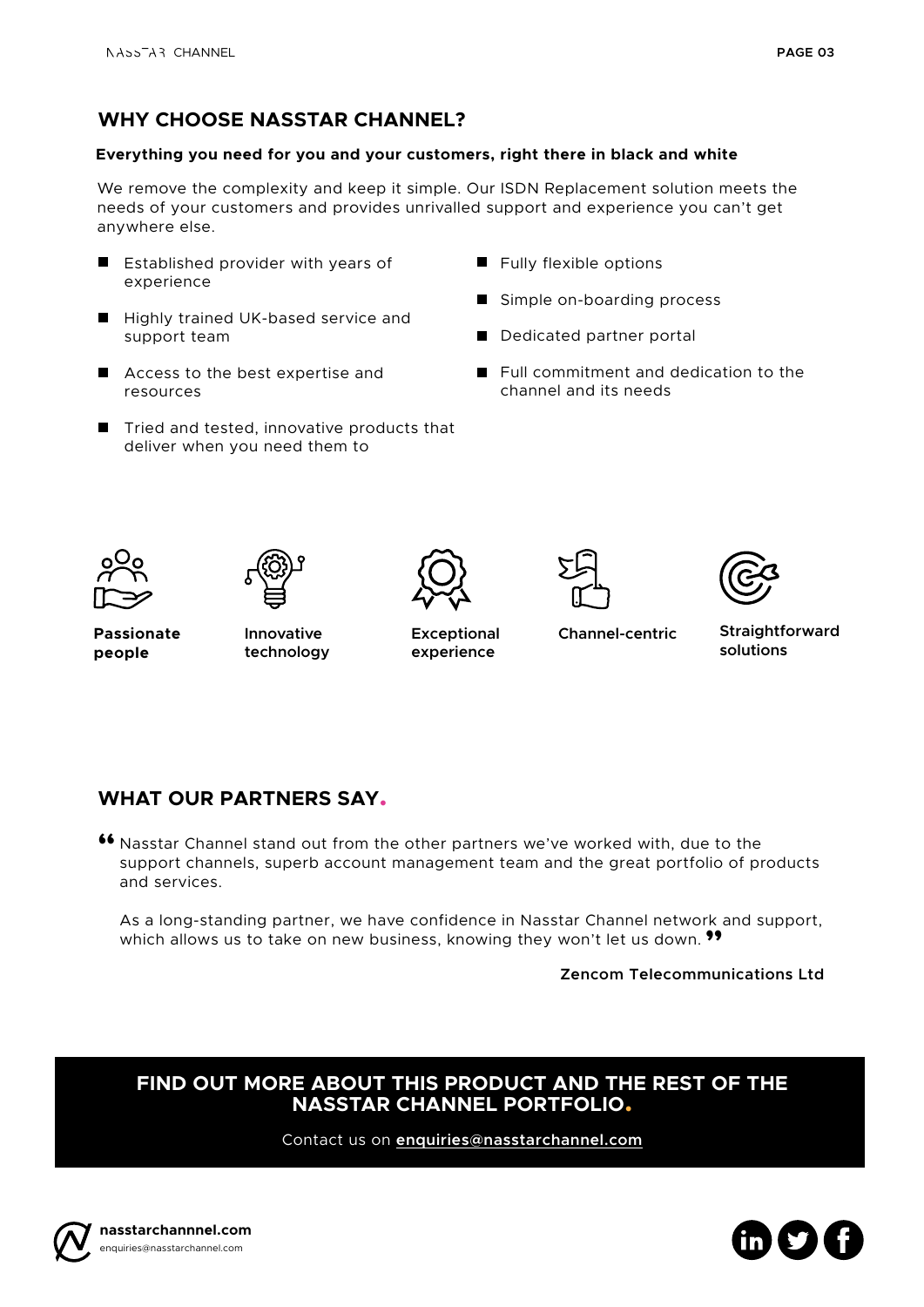## WHY CHOOSE NASSTAR CHANNEL?

**Everything you need for you and your customers, right there in black and white**

We remove the complexity and keep it simple. Our ISDN Replacement solution meets the needs of your customers and provides unrivalled support and experience you can't get anywhere else.

- Established provider with years of experience
- Highly trained UK-based service and support team
- Access to the best expertise and resources
- Tried and tested, innovative products that deliver when you need them to
- Fully flexible options
- Simple on-boarding process
- Dedicated partner portal
- Full commitment and dedication to the channel and its needs

**Passionate people**

**Innovative technology**

**Exceptional experience**

**Channel-centric**

**Straightforward solutions**

## WHAT OUR PARTNERS SAY.

"Nasstar Channel stand out from the other partners we've worked with, due to the support channels, superb account management team and the great portfolio of products and services.

As a long-standing partner, we have confidence in Nasstar Channel network and support, which allows us to take on new business, knowing they won't let us down."

**Zencom Telecommunications Ltd**

### FIND OUT MORE ABOUT THIS PRODUCT AND THE REST OF THE NASSTAR CHANNEL PORTFOLIO.

Contact us on **enquiries@nasstarchannel.com**

**nasstarchannnel.com**
enquiries@nasstarchannel.com